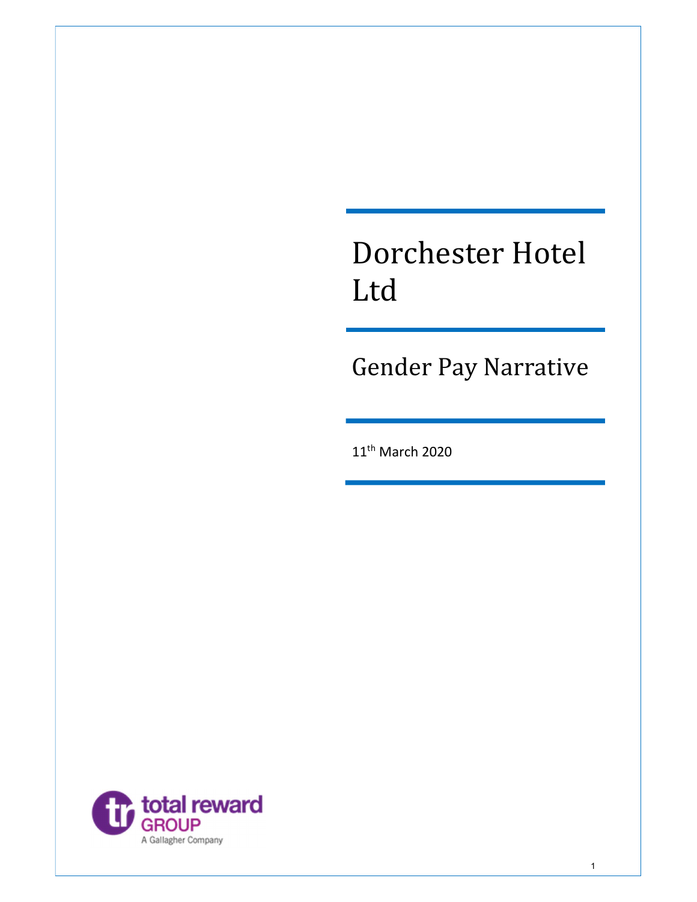# Dorchester Hotel Ltd

## Gender Pay Narrative

11th March 2020

total reward GROUP
A Gallagher Company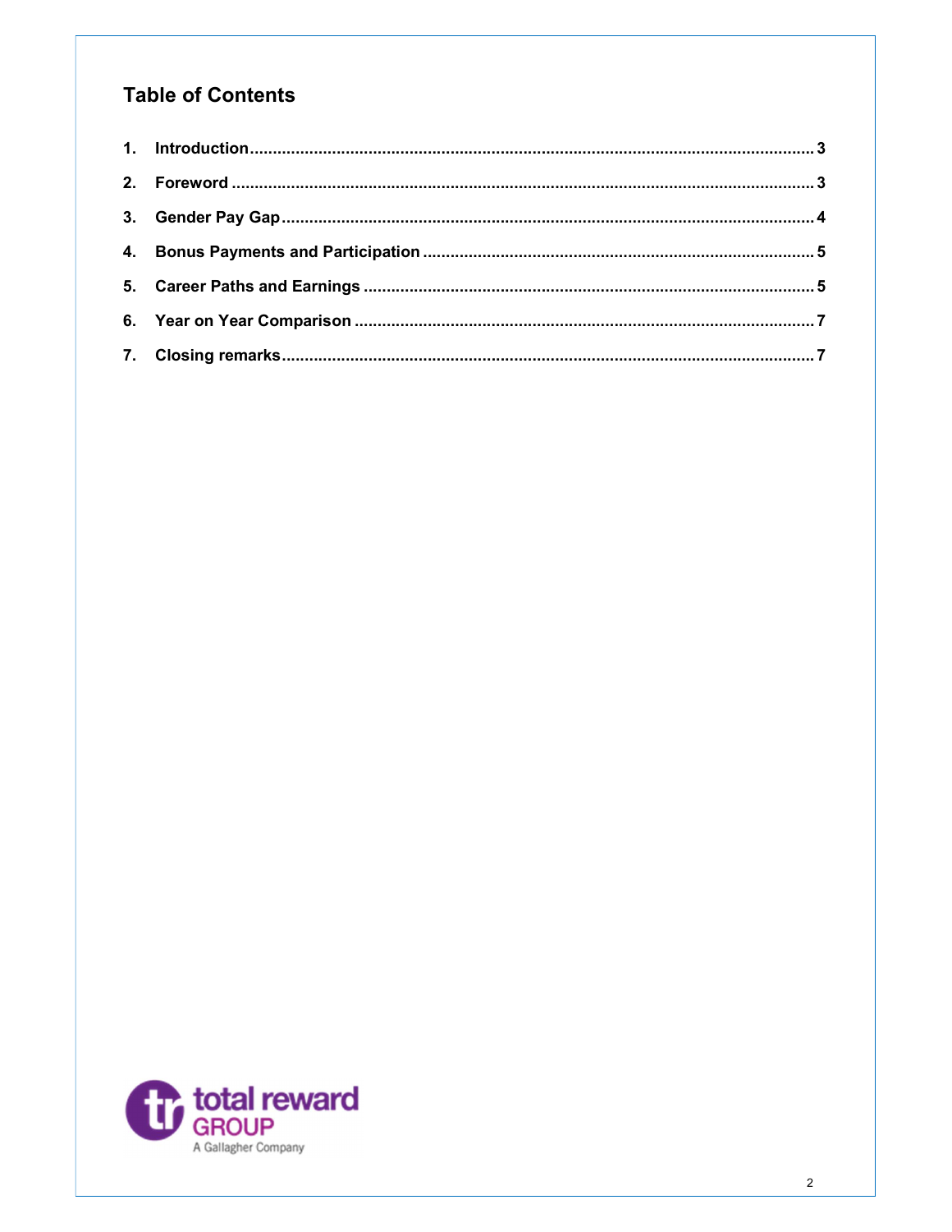## Table of Contents

1. Introduction .......... 3
2. Foreword .......... 3
3. Gender Pay Gap .......... 4
4. Bonus Payments and Participation .......... 5
5. Career Paths and Earnings .......... 5
6. Year on Year Comparison .......... 7
7. Closing remarks .......... 7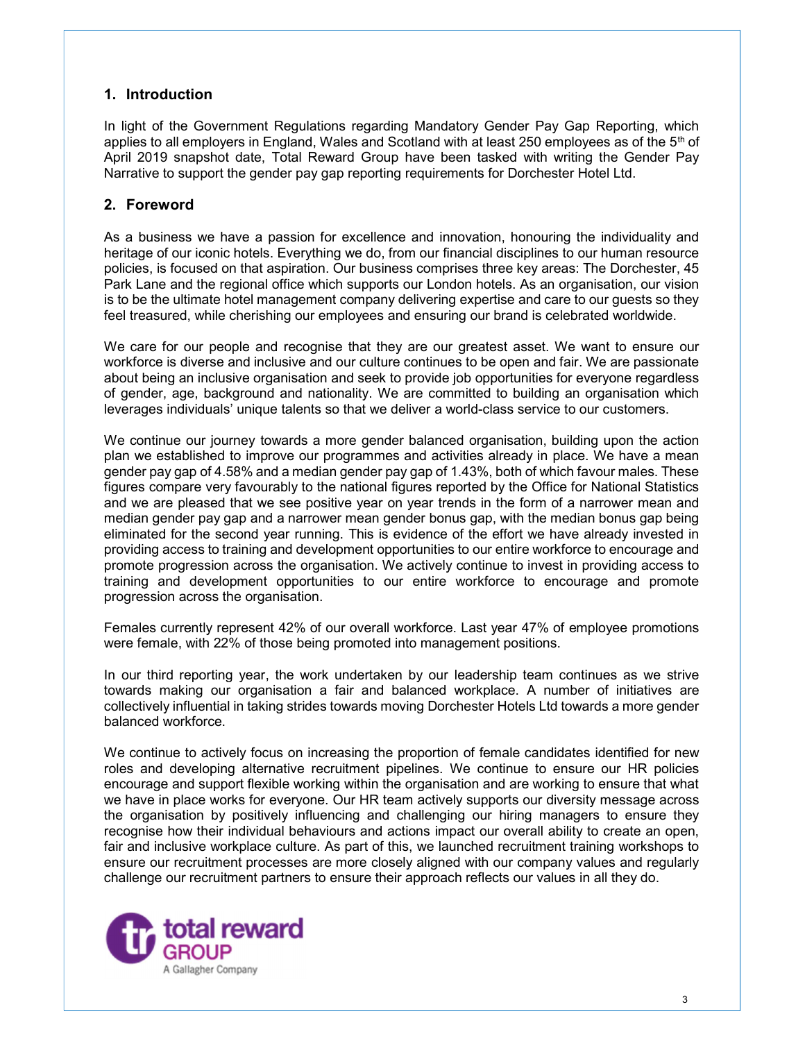## 1. Introduction

In light of the Government Regulations regarding Mandatory Gender Pay Gap Reporting, which applies to all employers in England, Wales and Scotland with at least 250 employees as of the 5th of April 2019 snapshot date, Total Reward Group have been tasked with writing the Gender Pay Narrative to support the gender pay gap reporting requirements for Dorchester Hotel Ltd.

## 2. Foreword

As a business we have a passion for excellence and innovation, honouring the individuality and heritage of our iconic hotels. Everything we do, from our financial disciplines to our human resource policies, is focused on that aspiration. Our business comprises three key areas: The Dorchester, 45 Park Lane and the regional office which supports our London hotels. As an organisation, our vision is to be the ultimate hotel management company delivering expertise and care to our guests so they feel treasured, while cherishing our employees and ensuring our brand is celebrated worldwide.

We care for our people and recognise that they are our greatest asset. We want to ensure our workforce is diverse and inclusive and our culture continues to be open and fair. We are passionate about being an inclusive organisation and seek to provide job opportunities for everyone regardless of gender, age, background and nationality. We are committed to building an organisation which leverages individuals' unique talents so that we deliver a world-class service to our customers.

We continue our journey towards a more gender balanced organisation, building upon the action plan we established to improve our programmes and activities already in place. We have a mean gender pay gap of 4.58% and a median gender pay gap of 1.43%, both of which favour males. These figures compare very favourably to the national figures reported by the Office for National Statistics and we are pleased that we see positive year on year trends in the form of a narrower mean and median gender pay gap and a narrower mean gender bonus gap, with the median bonus gap being eliminated for the second year running. This is evidence of the effort we have already invested in providing access to training and development opportunities to our entire workforce to encourage and promote progression across the organisation. We actively continue to invest in providing access to training and development opportunities to our entire workforce to encourage and promote progression across the organisation.

Females currently represent 42% of our overall workforce. Last year 47% of employee promotions were female, with 22% of those being promoted into management positions.

In our third reporting year, the work undertaken by our leadership team continues as we strive towards making our organisation a fair and balanced workplace. A number of initiatives are collectively influential in taking strides towards moving Dorchester Hotels Ltd towards a more gender balanced workforce.

We continue to actively focus on increasing the proportion of female candidates identified for new roles and developing alternative recruitment pipelines. We continue to ensure our HR policies encourage and support flexible working within the organisation and are working to ensure that what we have in place works for everyone. Our HR team actively supports our diversity message across the organisation by positively influencing and challenging our hiring managers to ensure they recognise how their individual behaviours and actions impact our overall ability to create an open, fair and inclusive workplace culture. As part of this, we launched recruitment training workshops to ensure our recruitment processes are more closely aligned with our company values and regularly challenge our recruitment partners to ensure their approach reflects our values in all they do.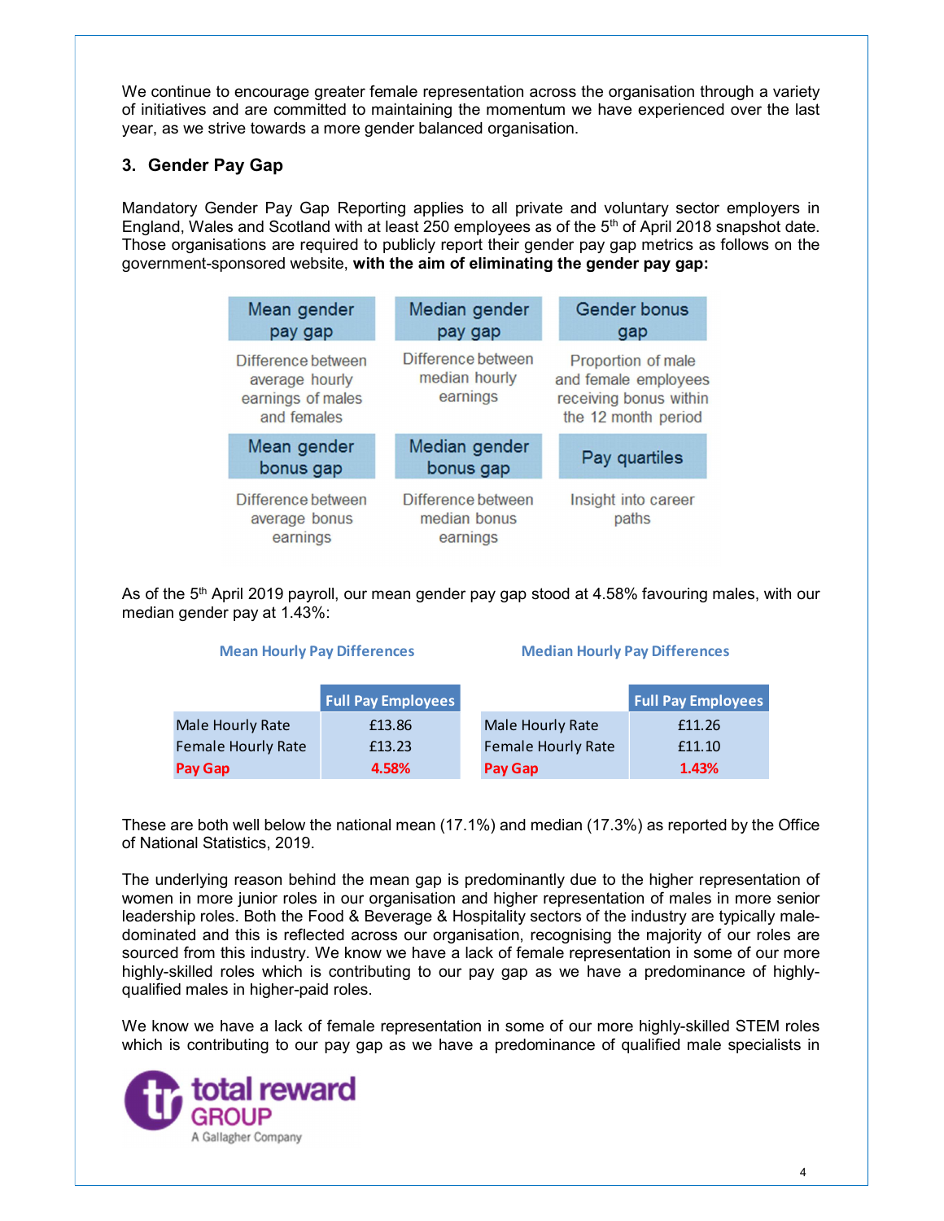We continue to encourage greater female representation across the organisation through a variety of initiatives and are committed to maintaining the momentum we have experienced over the last year, as we strive towards a more gender balanced organisation.

## 3. Gender Pay Gap

Mandatory Gender Pay Gap Reporting applies to all private and voluntary sector employers in England, Wales and Scotland with at least 250 employees as of the 5th of April 2018 snapshot date. Those organisations are required to publicly report their gender pay gap metrics as follows on the government-sponsored website, **with the aim of eliminating the gender pay gap:**

| Mean gender pay gap | Median gender pay gap | Gender bonus gap |
| --- | --- | --- |
| Difference between average hourly earnings of males and females | Difference between median hourly earnings | Proportion of male and female employees receiving bonus within the 12 month period |
| **Mean gender bonus gap** | **Median gender bonus gap** | **Pay quartiles** |
| Difference between average bonus earnings | Difference between median bonus earnings | Insight into career paths |

As of the 5th April 2019 payroll, our mean gender pay gap stood at 4.58% favouring males, with our median gender pay at 1.43%:

**Mean Hourly Pay Differences**

| | Full Pay Employees |
| --- | --- |
| Male Hourly Rate | £13.86 |
| Female Hourly Rate | £13.23 |
| **Pay Gap** | **4.58%** |

**Median Hourly Pay Differences**

| | Full Pay Employees |
| --- | --- |
| Male Hourly Rate | £11.26 |
| Female Hourly Rate | £11.10 |
| **Pay Gap** | **1.43%** |

These are both well below the national mean (17.1%) and median (17.3%) as reported by the Office of National Statistics, 2019.

The underlying reason behind the mean gap is predominantly due to the higher representation of women in more junior roles in our organisation and higher representation of males in more senior leadership roles. Both the Food & Beverage & Hospitality sectors of the industry are typically male-dominated and this is reflected across our organisation, recognising the majority of our roles are sourced from this industry. We know we have a lack of female representation in some of our more highly-skilled roles which is contributing to our pay gap as we have a predominance of highly-qualified males in higher-paid roles.

We know we have a lack of female representation in some of our more highly-skilled STEM roles which is contributing to our pay gap as we have a predominance of qualified male specialists in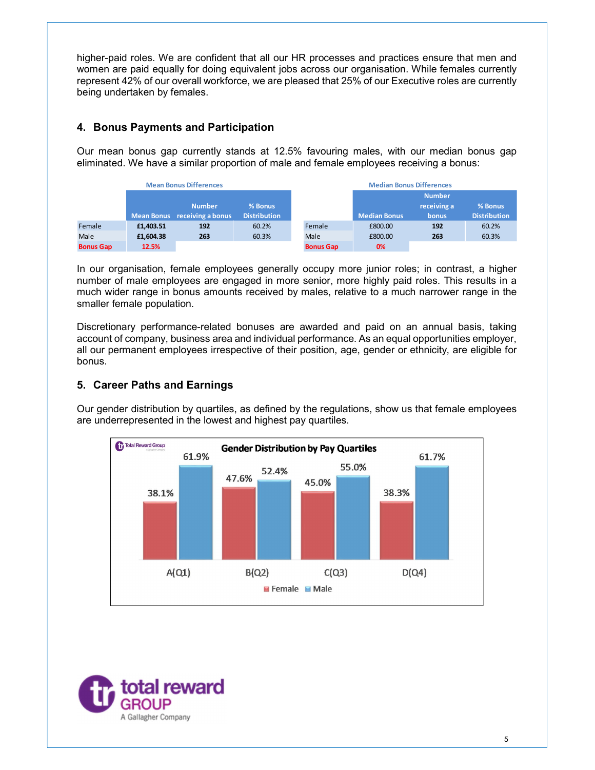higher-paid roles. We are confident that all our HR processes and practices ensure that men and women are paid equally for doing equivalent jobs across our organisation. While females currently represent 42% of our overall workforce, we are pleased that 25% of our Executive roles are currently being undertaken by females.

## 4. Bonus Payments and Participation

Our mean bonus gap currently stands at 12.5% favouring males, with our median bonus gap eliminated. We have a similar proportion of male and female employees receiving a bonus:

**Mean Bonus Differences**

| | Mean Bonus | Number receiving a bonus | % Bonus Distribution |
|---|---|---|---|
| Female | £1,403.51 | 192 | 60.2% |
| Male | £1,604.38 | 263 | 60.3% |
| Bonus Gap | 12.5% | | |

**Median Bonus Differences**

| | Median Bonus | Number receiving a bonus | % Bonus Distribution |
|---|---|---|---|
| Female | £800.00 | 192 | 60.2% |
| Male | £800.00 | 263 | 60.3% |
| Bonus Gap | 0% | | |

In our organisation, female employees generally occupy more junior roles; in contrast, a higher number of male employees are engaged in more senior, more highly paid roles. This results in a much wider range in bonus amounts received by males, relative to a much narrower range in the smaller female population.

Discretionary performance-related bonuses are awarded and paid on an annual basis, taking account of company, business area and individual performance. As an equal opportunities employer, all our permanent employees irrespective of their position, age, gender or ethnicity, are eligible for bonus.

## 5. Career Paths and Earnings

Our gender distribution by quartiles, as defined by the regulations, show us that female employees are underrepresented in the lowest and highest pay quartiles.

**Gender Distribution by Pay Quartiles**

| | A(Q1) | B(Q2) | C(Q3) | D(Q4) |
|---|---|---|---|---|
| Female | 38.1% | 47.6% | 45.0% | 38.3% |
| Male | 61.9% | 52.4% | 55.0% | 61.7% |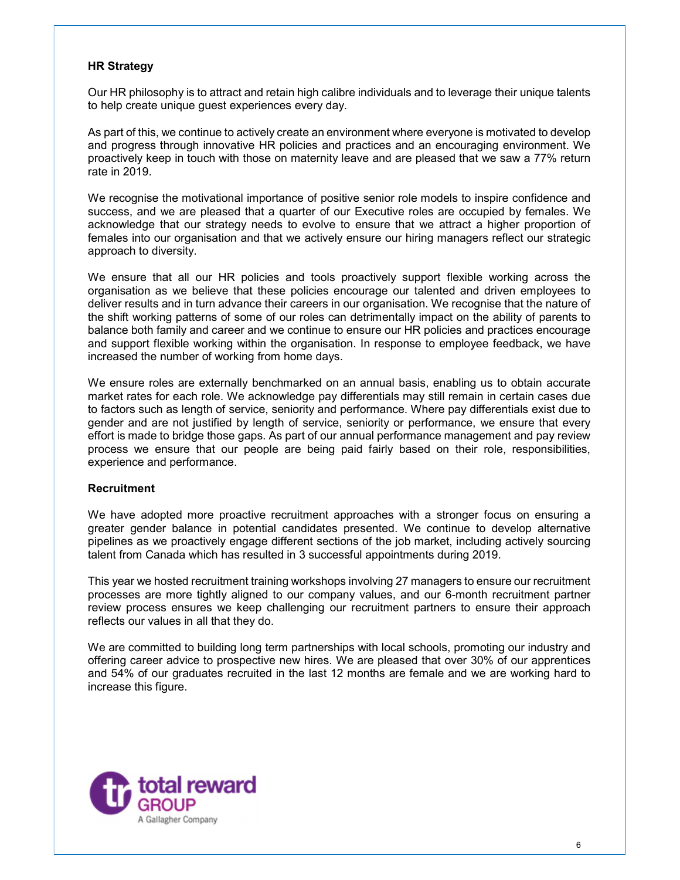## HR Strategy

Our HR philosophy is to attract and retain high calibre individuals and to leverage their unique talents to help create unique guest experiences every day.

As part of this, we continue to actively create an environment where everyone is motivated to develop and progress through innovative HR policies and practices and an encouraging environment. We proactively keep in touch with those on maternity leave and are pleased that we saw a 77% return rate in 2019.

We recognise the motivational importance of positive senior role models to inspire confidence and success, and we are pleased that a quarter of our Executive roles are occupied by females. We acknowledge that our strategy needs to evolve to ensure that we attract a higher proportion of females into our organisation and that we actively ensure our hiring managers reflect our strategic approach to diversity.

We ensure that all our HR policies and tools proactively support flexible working across the organisation as we believe that these policies encourage our talented and driven employees to deliver results and in turn advance their careers in our organisation. We recognise that the nature of the shift working patterns of some of our roles can detrimentally impact on the ability of parents to balance both family and career and we continue to ensure our HR policies and practices encourage and support flexible working within the organisation. In response to employee feedback, we have increased the number of working from home days.

We ensure roles are externally benchmarked on an annual basis, enabling us to obtain accurate market rates for each role. We acknowledge pay differentials may still remain in certain cases due to factors such as length of service, seniority and performance. Where pay differentials exist due to gender and are not justified by length of service, seniority or performance, we ensure that every effort is made to bridge those gaps. As part of our annual performance management and pay review process we ensure that our people are being paid fairly based on their role, responsibilities, experience and performance.

## Recruitment

We have adopted more proactive recruitment approaches with a stronger focus on ensuring a greater gender balance in potential candidates presented. We continue to develop alternative pipelines as we proactively engage different sections of the job market, including actively sourcing talent from Canada which has resulted in 3 successful appointments during 2019.

This year we hosted recruitment training workshops involving 27 managers to ensure our recruitment processes are more tightly aligned to our company values, and our 6-month recruitment partner review process ensures we keep challenging our recruitment partners to ensure their approach reflects our values in all that they do.

We are committed to building long term partnerships with local schools, promoting our industry and offering career advice to prospective new hires. We are pleased that over 30% of our apprentices and 54% of our graduates recruited in the last 12 months are female and we are working hard to increase this figure.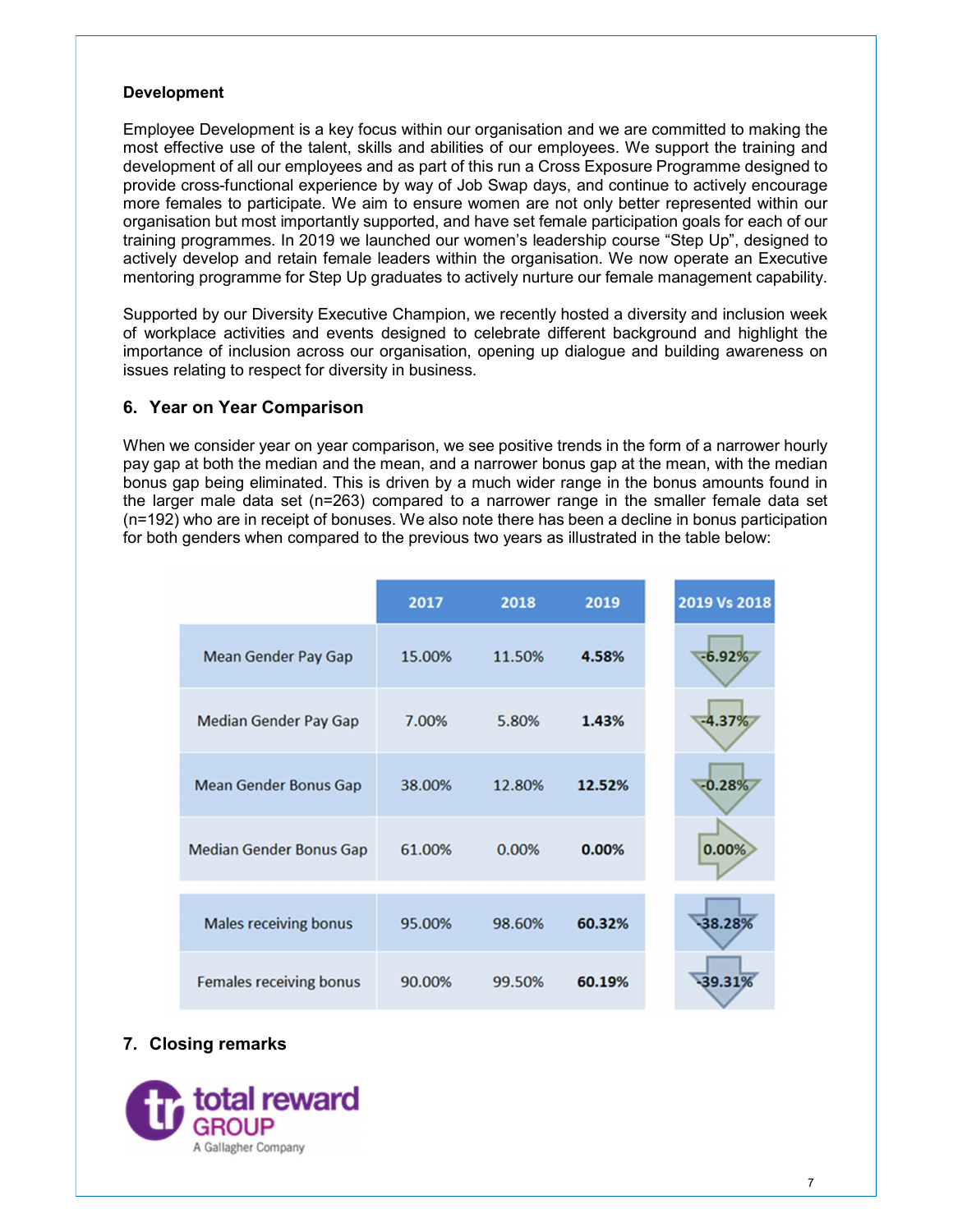**Development**

Employee Development is a key focus within our organisation and we are committed to making the most effective use of the talent, skills and abilities of our employees. We support the training and development of all our employees and as part of this run a Cross Exposure Programme designed to provide cross-functional experience by way of Job Swap days, and continue to actively encourage more females to participate. We aim to ensure women are not only better represented within our organisation but most importantly supported, and have set female participation goals for each of our training programmes. In 2019 we launched our women's leadership course "Step Up", designed to actively develop and retain female leaders within the organisation. We now operate an Executive mentoring programme for Step Up graduates to actively nurture our female management capability.

Supported by our Diversity Executive Champion, we recently hosted a diversity and inclusion week of workplace activities and events designed to celebrate different background and highlight the importance of inclusion across our organisation, opening up dialogue and building awareness on issues relating to respect for diversity in business.

## 6. Year on Year Comparison

When we consider year on year comparison, we see positive trends in the form of a narrower hourly pay gap at both the median and the mean, and a narrower bonus gap at the mean, with the median bonus gap being eliminated. This is driven by a much wider range in the bonus amounts found in the larger male data set (n=263) compared to a narrower range in the smaller female data set (n=192) who are in receipt of bonuses. We also note there has been a decline in bonus participation for both genders when compared to the previous two years as illustrated in the table below:

| | 2017 | 2018 | 2019 | 2019 Vs 2018 |
|---|---|---|---|---|
| Mean Gender Pay Gap | 15.00% | 11.50% | **4.58%** | -6.92% |
| Median Gender Pay Gap | 7.00% | 5.80% | **1.43%** | -4.37% |
| Mean Gender Bonus Gap | 38.00% | 12.80% | **12.52%** | -0.28% |
| Median Gender Bonus Gap | 61.00% | 0.00% | **0.00%** | 0.00% |
| Males receiving bonus | 95.00% | 98.60% | **60.32%** | -38.28% |
| Females receiving bonus | 90.00% | 99.50% | **60.19%** | -39.31% |

## 7. Closing remarks

total reward GROUP
A Gallagher Company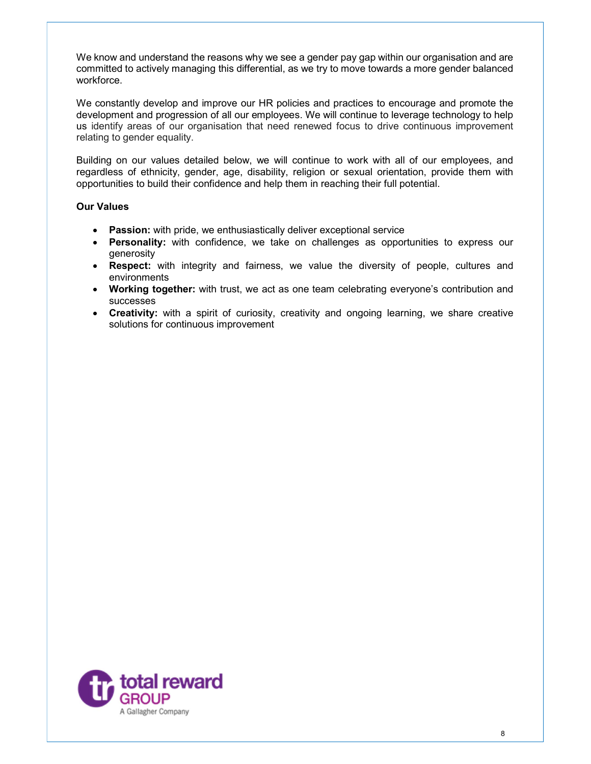We know and understand the reasons why we see a gender pay gap within our organisation and are committed to actively managing this differential, as we try to move towards a more gender balanced workforce.

We constantly develop and improve our HR policies and practices to encourage and promote the development and progression of all our employees. We will continue to leverage technology to help us identify areas of our organisation that need renewed focus to drive continuous improvement relating to gender equality.

Building on our values detailed below, we will continue to work with all of our employees, and regardless of ethnicity, gender, age, disability, religion or sexual orientation, provide them with opportunities to build their confidence and help them in reaching their full potential.

**Our Values**

- **Passion:** with pride, we enthusiastically deliver exceptional service
- **Personality:** with confidence, we take on challenges as opportunities to express our generosity
- **Respect:** with integrity and fairness, we value the diversity of people, cultures and environments
- **Working together:** with trust, we act as one team celebrating everyone's contribution and successes
- **Creativity:** with a spirit of curiosity, creativity and ongoing learning, we share creative solutions for continuous improvement

total reward GROUP
A Gallagher Company